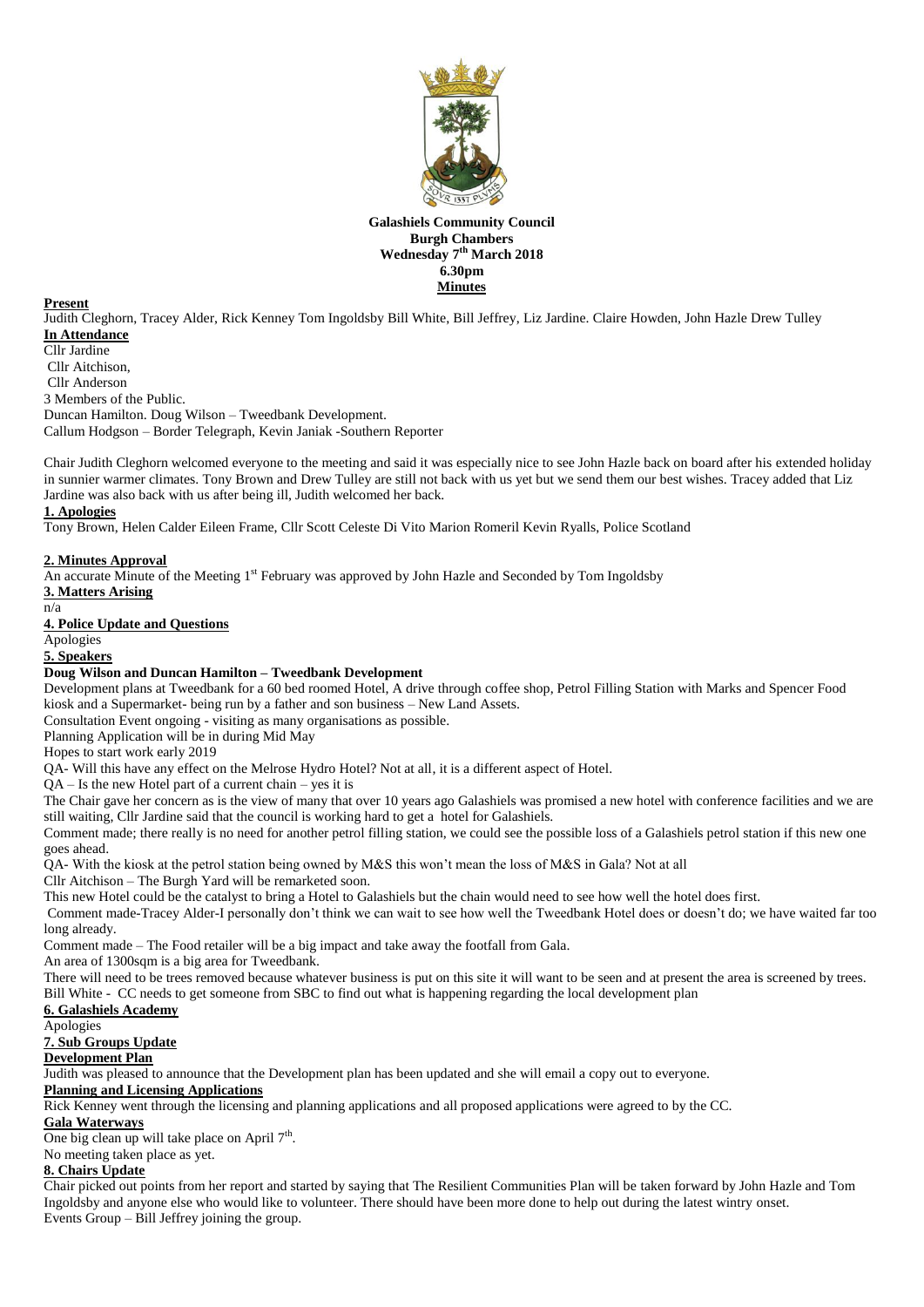**Galashiels Community Council**
**Burgh Chambers**
**Wednesday 7th March 2018**
**6.30pm**
**Minutes**

**Present**

Judith Cleghorn, Tracey Alder, Rick Kenney Tom Ingoldsby Bill White, Bill Jeffrey, Liz Jardine. Claire Howden, John Hazle Drew Tulley

**In Attendance**

Cllr Jardine
Cllr Aitchison,
Cllr Anderson
3 Members of the Public.
Duncan Hamilton. Doug Wilson – Tweedbank Development.
Callum Hodgson – Border Telegraph, Kevin Janiak -Southern Reporter

Chair Judith Cleghorn welcomed everyone to the meeting and said it was especially nice to see John Hazle back on board after his extended holiday in sunnier warmer climates. Tony Brown and Drew Tulley are still not back with us yet but we send them our best wishes. Tracey added that Liz Jardine was also back with us after being ill, Judith welcomed her back.

**1. Apologies**

Tony Brown, Helen Calder Eileen Frame, Cllr Scott Celeste Di Vito Marion Romeril Kevin Ryalls, Police Scotland

**2. Minutes Approval**

An accurate Minute of the Meeting 1st February was approved by John Hazle and Seconded by Tom Ingoldsby

**3. Matters Arising**

n/a

**4. Police Update and Questions**

Apologies

**5. Speakers**

**Doug Wilson and Duncan Hamilton – Tweedbank Development**

Development plans at Tweedbank for a 60 bed roomed Hotel, A drive through coffee shop, Petrol Filling Station with Marks and Spencer Food kiosk and a Supermarket- being run by a father and son business – New Land Assets.

Consultation Event ongoing - visiting as many organisations as possible.

Planning Application will be in during Mid May

Hopes to start work early 2019

QA- Will this have any effect on the Melrose Hydro Hotel? Not at all, it is a different aspect of Hotel.

QA – Is the new Hotel part of a current chain – yes it is

The Chair gave her concern as is the view of many that over 10 years ago Galashiels was promised a new hotel with conference facilities and we are still waiting, Cllr Jardine said that the council is working hard to get a hotel for Galashiels.

Comment made; there really is no need for another petrol filling station, we could see the possible loss of a Galashiels petrol station if this new one goes ahead.

QA- With the kiosk at the petrol station being owned by M&S this won't mean the loss of M&S in Gala? Not at all

Cllr Aitchison – The Burgh Yard will be remarketed soon.

This new Hotel could be the catalyst to bring a Hotel to Galashiels but the chain would need to see how well the hotel does first.

Comment made-Tracey Alder-I personally don't think we can wait to see how well the Tweedbank Hotel does or doesn't do; we have waited far too long already.

Comment made – The Food retailer will be a big impact and take away the footfall from Gala.

An area of 1300sqm is a big area for Tweedbank.

There will need to be trees removed because whatever business is put on this site it will want to be seen and at present the area is screened by trees.

Bill White - CC needs to get someone from SBC to find out what is happening regarding the local development plan

**6. Galashiels Academy**

Apologies

**7. Sub Groups Update**

**Development Plan**

Judith was pleased to announce that the Development plan has been updated and she will email a copy out to everyone.

**Planning and Licensing Applications**

Rick Kenney went through the licensing and planning applications and all proposed applications were agreed to by the CC.

**Gala Waterways**

One big clean up will take place on April 7th.

No meeting taken place as yet.

**8. Chairs Update**

Chair picked out points from her report and started by saying that The Resilient Communities Plan will be taken forward by John Hazle and Tom Ingoldsby and anyone else who would like to volunteer. There should have been more done to help out during the latest wintry onset.

Events Group – Bill Jeffrey joining the group.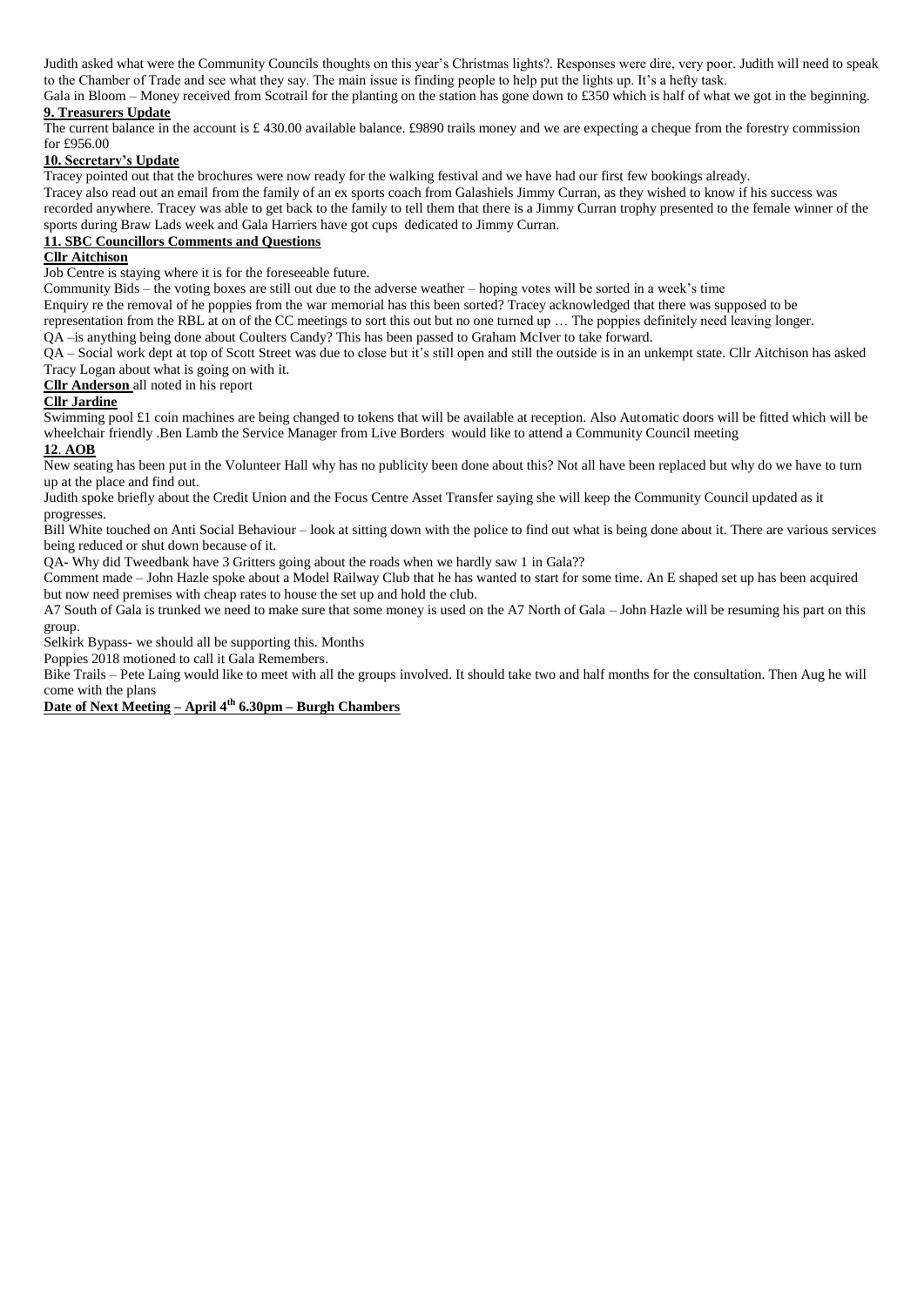Judith asked what were the Community Councils thoughts on this year's Christmas lights?. Responses were dire, very poor. Judith will need to speak to the Chamber of Trade and see what they say. The main issue is finding people to help put the lights up. It's a hefty task.

Gala in Bloom – Money received from Scotrail for the planting on the station has gone down to £350 which is half of what we got in the beginning.

**9. Treasurers Update**

The current balance in the account is £ 430.00 available balance. £9890 trails money and we are expecting a cheque from the forestry commission for £956.00

**10. Secretary's Update**

Tracey pointed out that the brochures were now ready for the walking festival and we have had our first few bookings already.

Tracey also read out an email from the family of an ex sports coach from Galashiels Jimmy Curran, as they wished to know if his success was recorded anywhere. Tracey was able to get back to the family to tell them that there is a Jimmy Curran trophy presented to the female winner of the sports during Braw Lads week and Gala Harriers have got cups dedicated to Jimmy Curran.

**11. SBC Councillors Comments and Questions**

**Cllr Aitchison**

Job Centre is staying where it is for the foreseeable future.

Community Bids – the voting boxes are still out due to the adverse weather – hoping votes will be sorted in a week's time

Enquiry re the removal of he poppies from the war memorial has this been sorted? Tracey acknowledged that there was supposed to be representation from the RBL at on of the CC meetings to sort this out but no one turned up … The poppies definitely need leaving longer.

QA –is anything being done about Coulters Candy? This has been passed to Graham McIver to take forward.

QA – Social work dept at top of Scott Street was due to close but it's still open and still the outside is in an unkempt state. Cllr Aitchison has asked Tracy Logan about what is going on with it.

**Cllr Anderson** all noted in his report

**Cllr Jardine**

Swimming pool £1 coin machines are being changed to tokens that will be available at reception. Also Automatic doors will be fitted which will be wheelchair friendly .Ben Lamb the Service Manager from Live Borders would like to attend a Community Council meeting

**12. AOB**

New seating has been put in the Volunteer Hall why has no publicity been done about this? Not all have been replaced but why do we have to turn up at the place and find out.

Judith spoke briefly about the Credit Union and the Focus Centre Asset Transfer saying she will keep the Community Council updated as it progresses.

Bill White touched on Anti Social Behaviour – look at sitting down with the police to find out what is being done about it. There are various services being reduced or shut down because of it.

QA- Why did Tweedbank have 3 Gritters going about the roads when we hardly saw 1 in Gala??

Comment made – John Hazle spoke about a Model Railway Club that he has wanted to start for some time. An E shaped set up has been acquired but now need premises with cheap rates to house the set up and hold the club.

A7 South of Gala is trunked we need to make sure that some money is used on the A7 North of Gala – John Hazle will be resuming his part on this group.

Selkirk Bypass- we should all be supporting this. Months

Poppies 2018 motioned to call it Gala Remembers.

Bike Trails – Pete Laing would like to meet with all the groups involved. It should take two and half months for the consultation. Then Aug he will come with the plans

**Date of Next Meeting – April 4th 6.30pm – Burgh Chambers**